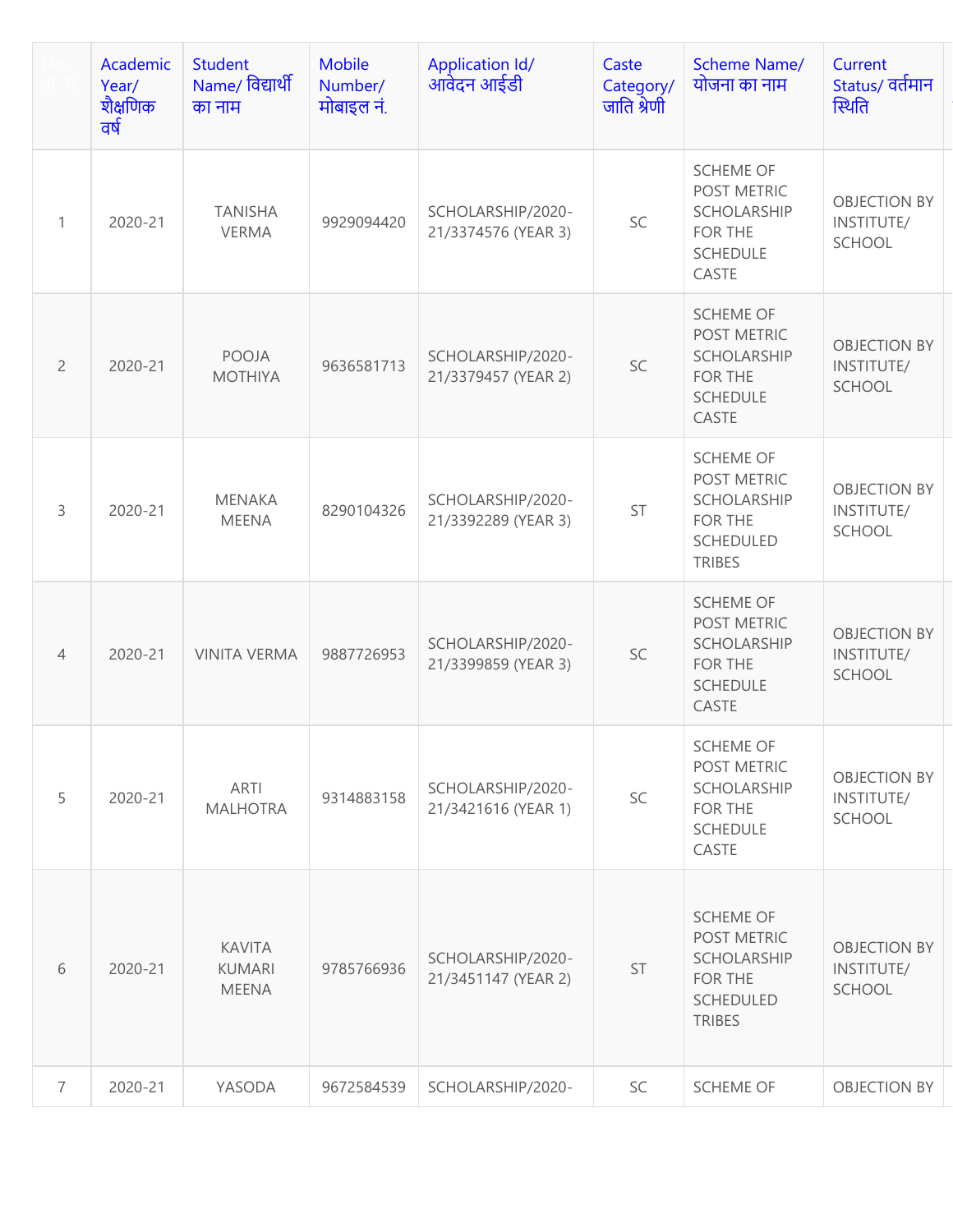| No./ क्र. सं | Academic Year/ शैक्षणिक वर्ष | Student Name/ विद्यार्थी का नाम | Mobile Number/ मोबाइल नं. | Application Id/ आवेदन आईडी | Caste Category/ जाति श्रेणी | Scheme Name/ योजना का नाम | Current Status/ वर्तमान स्थिति |
|---|---|---|---|---|---|---|---|
| 1 | 2020-21 | TANISHA VERMA | 9929094420 | SCHOLARSHIP/2020-21/3374576 (YEAR 3) | SC | SCHEME OF POST METRIC SCHOLARSHIP FOR THE SCHEDULE CASTE | OBJECTION BY INSTITUTE/ SCHOOL |
| 2 | 2020-21 | POOJA MOTHIYA | 9636581713 | SCHOLARSHIP/2020-21/3379457 (YEAR 2) | SC | SCHEME OF POST METRIC SCHOLARSHIP FOR THE SCHEDULE CASTE | OBJECTION BY INSTITUTE/ SCHOOL |
| 3 | 2020-21 | MENAKA MEENA | 8290104326 | SCHOLARSHIP/2020-21/3392289 (YEAR 3) | ST | SCHEME OF POST METRIC SCHOLARSHIP FOR THE SCHEDULED TRIBES | OBJECTION BY INSTITUTE/ SCHOOL |
| 4 | 2020-21 | VINITA VERMA | 9887726953 | SCHOLARSHIP/2020-21/3399859 (YEAR 3) | SC | SCHEME OF POST METRIC SCHOLARSHIP FOR THE SCHEDULE CASTE | OBJECTION BY INSTITUTE/ SCHOOL |
| 5 | 2020-21 | ARTI MALHOTRA | 9314883158 | SCHOLARSHIP/2020-21/3421616 (YEAR 1) | SC | SCHEME OF POST METRIC SCHOLARSHIP FOR THE SCHEDULE CASTE | OBJECTION BY INSTITUTE/ SCHOOL |
| 6 | 2020-21 | KAVITA KUMARI MEENA | 9785766936 | SCHOLARSHIP/2020-21/3451147 (YEAR 2) | ST | SCHEME OF POST METRIC SCHOLARSHIP FOR THE SCHEDULED TRIBES | OBJECTION BY INSTITUTE/ SCHOOL |
| 7 | 2020-21 | YASODA | 9672584539 | SCHOLARSHIP/2020- | SC | SCHEME OF | OBJECTION BY |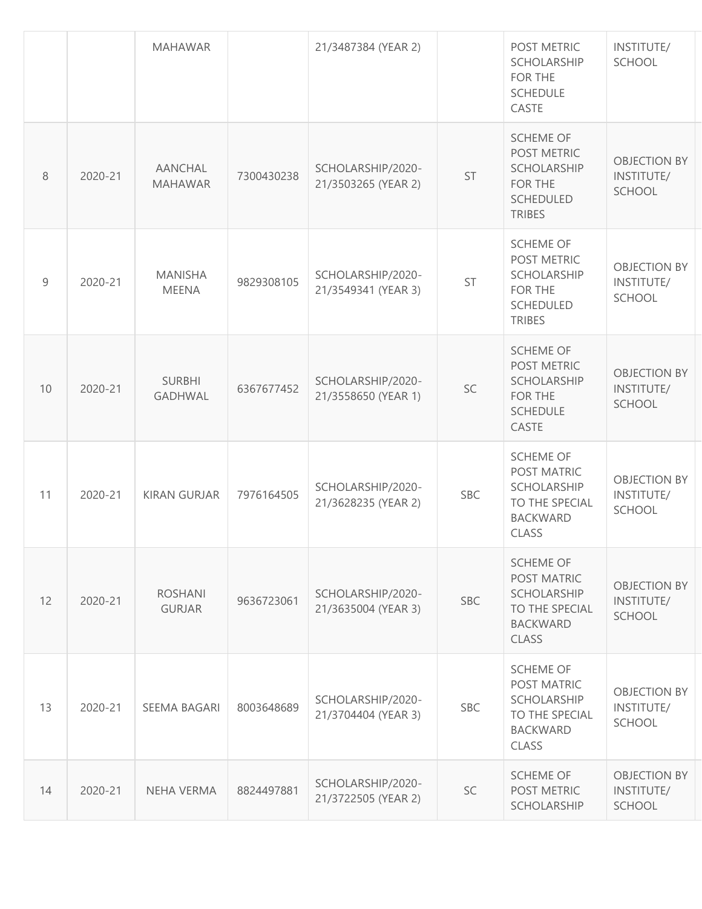| | | | | | | | |
|---|---|---|---|---|---|---|---|
| | | MAHAWAR | | 21/3487384 (YEAR 2) | | POST METRIC SCHOLARSHIP FOR THE SCHEDULE CASTE | INSTITUTE/ SCHOOL |
| 8 | 2020-21 | AANCHAL MAHAWAR | 7300430238 | SCHOLARSHIP/2020-21/3503265 (YEAR 2) | ST | SCHEME OF POST METRIC SCHOLARSHIP FOR THE SCHEDULED TRIBES | OBJECTION BY INSTITUTE/ SCHOOL |
| 9 | 2020-21 | MANISHA MEENA | 9829308105 | SCHOLARSHIP/2020-21/3549341 (YEAR 3) | ST | SCHEME OF POST METRIC SCHOLARSHIP FOR THE SCHEDULED TRIBES | OBJECTION BY INSTITUTE/ SCHOOL |
| 10 | 2020-21 | SURBHI GADHWAL | 6367677452 | SCHOLARSHIP/2020-21/3558650 (YEAR 1) | SC | SCHEME OF POST METRIC SCHOLARSHIP FOR THE SCHEDULE CASTE | OBJECTION BY INSTITUTE/ SCHOOL |
| 11 | 2020-21 | KIRAN GURJAR | 7976164505 | SCHOLARSHIP/2020-21/3628235 (YEAR 2) | SBC | SCHEME OF POST MATRIC SCHOLARSHIP TO THE SPECIAL BACKWARD CLASS | OBJECTION BY INSTITUTE/ SCHOOL |
| 12 | 2020-21 | ROSHANI GURJAR | 9636723061 | SCHOLARSHIP/2020-21/3635004 (YEAR 3) | SBC | SCHEME OF POST MATRIC SCHOLARSHIP TO THE SPECIAL BACKWARD CLASS | OBJECTION BY INSTITUTE/ SCHOOL |
| 13 | 2020-21 | SEEMA BAGARI | 8003648689 | SCHOLARSHIP/2020-21/3704404 (YEAR 3) | SBC | SCHEME OF POST MATRIC SCHOLARSHIP TO THE SPECIAL BACKWARD CLASS | OBJECTION BY INSTITUTE/ SCHOOL |
| 14 | 2020-21 | NEHA VERMA | 8824497881 | SCHOLARSHIP/2020-21/3722505 (YEAR 2) | SC | SCHEME OF POST METRIC SCHOLARSHIP | OBJECTION BY INSTITUTE/ SCHOOL |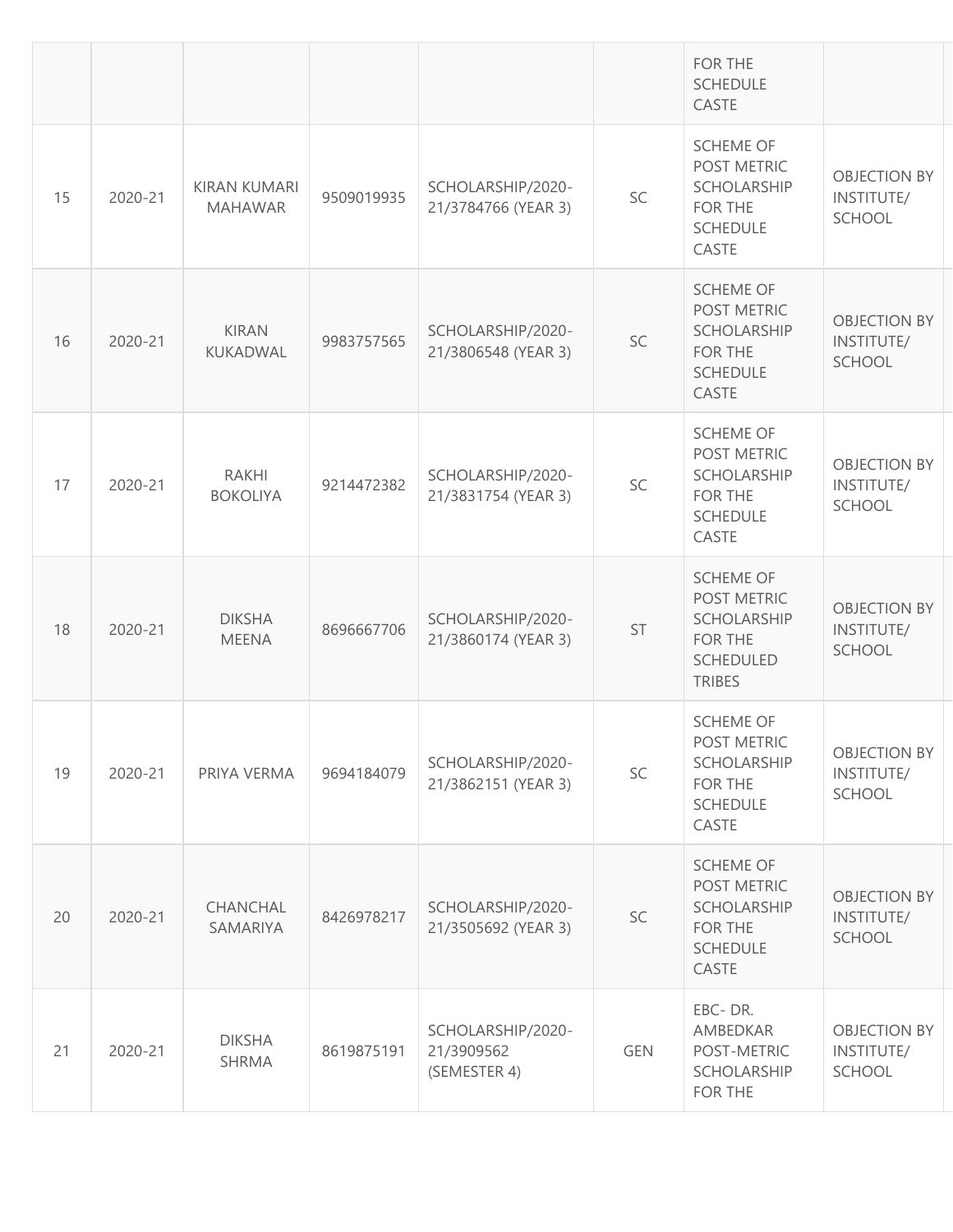| | | | | | | FOR THE SCHEDULE CASTE | | |
|---|---|---|---|---|---|---|---|---|
| 15 | 2020-21 | KIRAN KUMARI MAHAWAR | 9509019935 | SCHOLARSHIP/2020-21/3784766 (YEAR 3) | SC | SCHEME OF POST METRIC SCHOLARSHIP FOR THE SCHEDULE CASTE | OBJECTION BY INSTITUTE/ SCHOOL | |
| 16 | 2020-21 | KIRAN KUKADWAL | 9983757565 | SCHOLARSHIP/2020-21/3806548 (YEAR 3) | SC | SCHEME OF POST METRIC SCHOLARSHIP FOR THE SCHEDULE CASTE | OBJECTION BY INSTITUTE/ SCHOOL | |
| 17 | 2020-21 | RAKHI BOKOLIYA | 9214472382 | SCHOLARSHIP/2020-21/3831754 (YEAR 3) | SC | SCHEME OF POST METRIC SCHOLARSHIP FOR THE SCHEDULE CASTE | OBJECTION BY INSTITUTE/ SCHOOL | |
| 18 | 2020-21 | DIKSHA MEENA | 8696667706 | SCHOLARSHIP/2020-21/3860174 (YEAR 3) | ST | SCHEME OF POST METRIC SCHOLARSHIP FOR THE SCHEDULED TRIBES | OBJECTION BY INSTITUTE/ SCHOOL | |
| 19 | 2020-21 | PRIYA VERMA | 9694184079 | SCHOLARSHIP/2020-21/3862151 (YEAR 3) | SC | SCHEME OF POST METRIC SCHOLARSHIP FOR THE SCHEDULE CASTE | OBJECTION BY INSTITUTE/ SCHOOL | |
| 20 | 2020-21 | CHANCHAL SAMARIYA | 8426978217 | SCHOLARSHIP/2020-21/3505692 (YEAR 3) | SC | SCHEME OF POST METRIC SCHOLARSHIP FOR THE SCHEDULE CASTE | OBJECTION BY INSTITUTE/ SCHOOL | |
| 21 | 2020-21 | DIKSHA SHRMA | 8619875191 | SCHOLARSHIP/2020-21/3909562 (SEMESTER 4) | GEN | EBC- DR. AMBEDKAR POST-METRIC SCHOLARSHIP FOR THE | OBJECTION BY INSTITUTE/ SCHOOL | |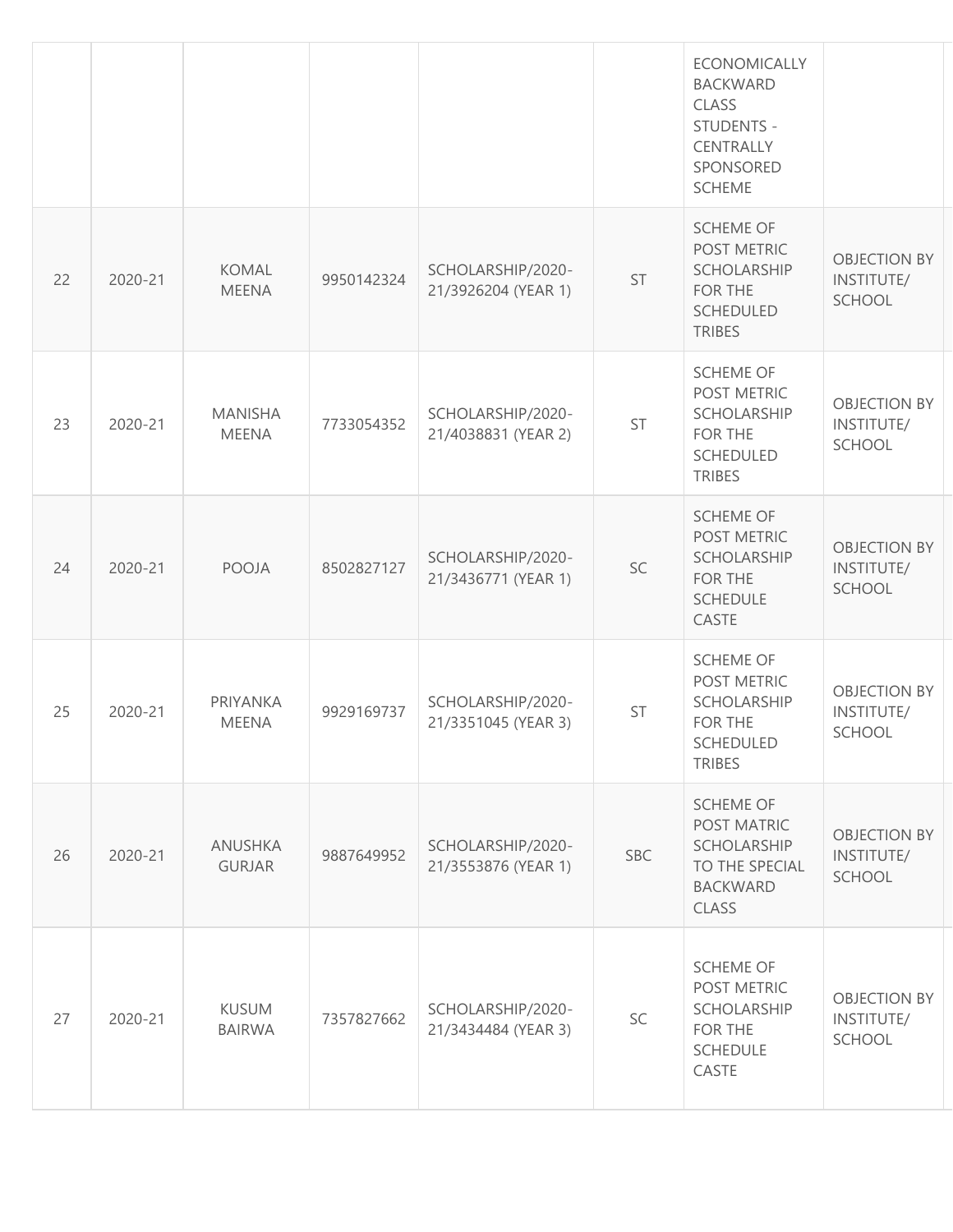| | | | | | | ECONOMICALLY BACKWARD CLASS STUDENTS - CENTRALLY SPONSORED SCHEME | |
|---|---|---|---|---|---|---|---|
| 22 | 2020-21 | KOMAL MEENA | 9950142324 | SCHOLARSHIP/2020-21/3926204 (YEAR 1) | ST | SCHEME OF POST METRIC SCHOLARSHIP FOR THE SCHEDULED TRIBES | OBJECTION BY INSTITUTE/ SCHOOL |
| 23 | 2020-21 | MANISHA MEENA | 7733054352 | SCHOLARSHIP/2020-21/4038831 (YEAR 2) | ST | SCHEME OF POST METRIC SCHOLARSHIP FOR THE SCHEDULED TRIBES | OBJECTION BY INSTITUTE/ SCHOOL |
| 24 | 2020-21 | POOJA | 8502827127 | SCHOLARSHIP/2020-21/3436771 (YEAR 1) | SC | SCHEME OF POST METRIC SCHOLARSHIP FOR THE SCHEDULE CASTE | OBJECTION BY INSTITUTE/ SCHOOL |
| 25 | 2020-21 | PRIYANKA MEENA | 9929169737 | SCHOLARSHIP/2020-21/3351045 (YEAR 3) | ST | SCHEME OF POST METRIC SCHOLARSHIP FOR THE SCHEDULED TRIBES | OBJECTION BY INSTITUTE/ SCHOOL |
| 26 | 2020-21 | ANUSHKA GURJAR | 9887649952 | SCHOLARSHIP/2020-21/3553876 (YEAR 1) | SBC | SCHEME OF POST MATRIC SCHOLARSHIP TO THE SPECIAL BACKWARD CLASS | OBJECTION BY INSTITUTE/ SCHOOL |
| 27 | 2020-21 | KUSUM BAIRWA | 7357827662 | SCHOLARSHIP/2020-21/3434484 (YEAR 3) | SC | SCHEME OF POST METRIC SCHOLARSHIP FOR THE SCHEDULE CASTE | OBJECTION BY INSTITUTE/ SCHOOL |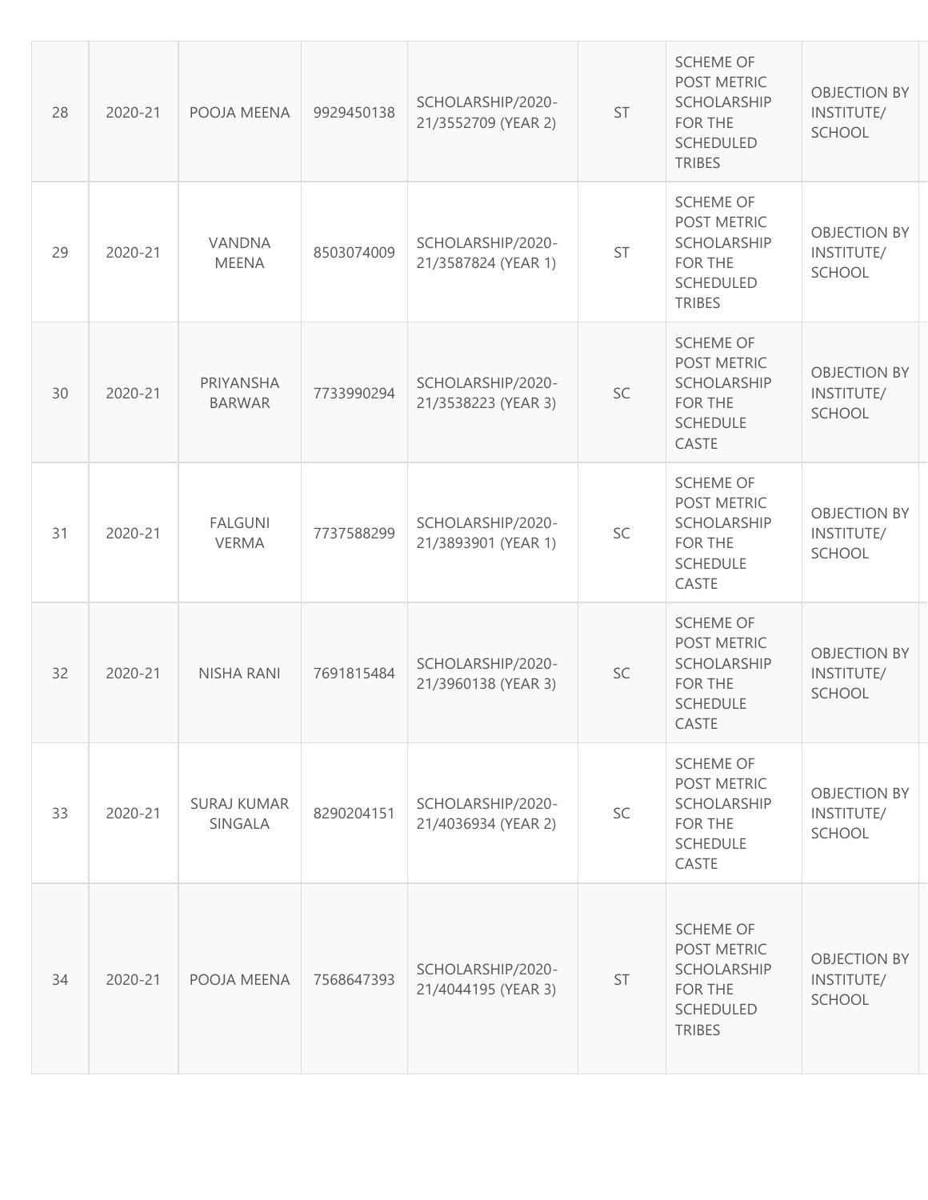| 28 | 2020-21 | POOJA MEENA | 9929450138 | SCHOLARSHIP/2020-21/3552709 (YEAR 2) | ST | SCHEME OF POST METRIC SCHOLARSHIP FOR THE SCHEDULED TRIBES | OBJECTION BY INSTITUTE/ SCHOOL |
|---|---|---|---|---|---|---|---|
| 29 | 2020-21 | VANDNA MEENA | 8503074009 | SCHOLARSHIP/2020-21/3587824 (YEAR 1) | ST | SCHEME OF POST METRIC SCHOLARSHIP FOR THE SCHEDULED TRIBES | OBJECTION BY INSTITUTE/ SCHOOL |
| 30 | 2020-21 | PRIYANSHA BARWAR | 7733990294 | SCHOLARSHIP/2020-21/3538223 (YEAR 3) | SC | SCHEME OF POST METRIC SCHOLARSHIP FOR THE SCHEDULE CASTE | OBJECTION BY INSTITUTE/ SCHOOL |
| 31 | 2020-21 | FALGUNI VERMA | 7737588299 | SCHOLARSHIP/2020-21/3893901 (YEAR 1) | SC | SCHEME OF POST METRIC SCHOLARSHIP FOR THE SCHEDULE CASTE | OBJECTION BY INSTITUTE/ SCHOOL |
| 32 | 2020-21 | NISHA RANI | 7691815484 | SCHOLARSHIP/2020-21/3960138 (YEAR 3) | SC | SCHEME OF POST METRIC SCHOLARSHIP FOR THE SCHEDULE CASTE | OBJECTION BY INSTITUTE/ SCHOOL |
| 33 | 2020-21 | SURAJ KUMAR SINGALA | 8290204151 | SCHOLARSHIP/2020-21/4036934 (YEAR 2) | SC | SCHEME OF POST METRIC SCHOLARSHIP FOR THE SCHEDULE CASTE | OBJECTION BY INSTITUTE/ SCHOOL |
| 34 | 2020-21 | POOJA MEENA | 7568647393 | SCHOLARSHIP/2020-21/4044195 (YEAR 3) | ST | SCHEME OF POST METRIC SCHOLARSHIP FOR THE SCHEDULED TRIBES | OBJECTION BY INSTITUTE/ SCHOOL |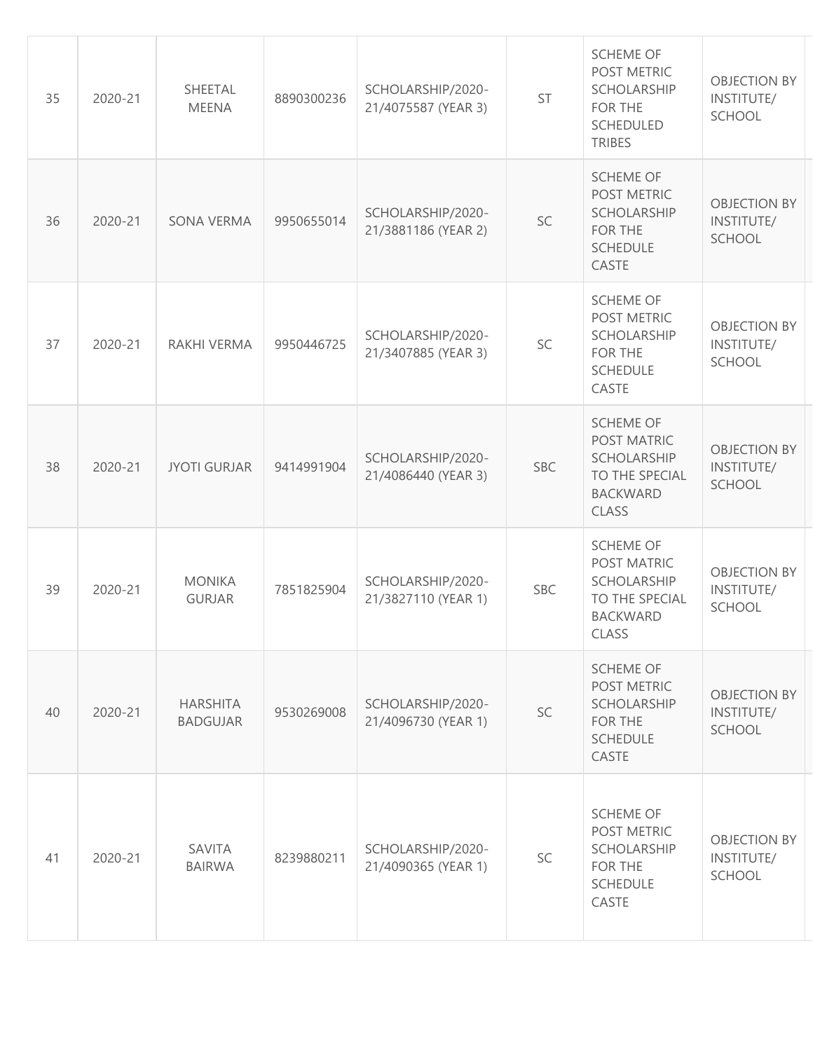| | | | | | | | |
|---|---|---|---|---|---|---|---|
| 35 | 2020-21 | SHEETAL MEENA | 8890300236 | SCHOLARSHIP/2020-21/4075587 (YEAR 3) | ST | SCHEME OF POST METRIC SCHOLARSHIP FOR THE SCHEDULED TRIBES | OBJECTION BY INSTITUTE/ SCHOOL |
| 36 | 2020-21 | SONA VERMA | 9950655014 | SCHOLARSHIP/2020-21/3881186 (YEAR 2) | SC | SCHEME OF POST METRIC SCHOLARSHIP FOR THE SCHEDULE CASTE | OBJECTION BY INSTITUTE/ SCHOOL |
| 37 | 2020-21 | RAKHI VERMA | 9950446725 | SCHOLARSHIP/2020-21/3407885 (YEAR 3) | SC | SCHEME OF POST METRIC SCHOLARSHIP FOR THE SCHEDULE CASTE | OBJECTION BY INSTITUTE/ SCHOOL |
| 38 | 2020-21 | JYOTI GURJAR | 9414991904 | SCHOLARSHIP/2020-21/4086440 (YEAR 3) | SBC | SCHEME OF POST MATRIC SCHOLARSHIP TO THE SPECIAL BACKWARD CLASS | OBJECTION BY INSTITUTE/ SCHOOL |
| 39 | 2020-21 | MONIKA GURJAR | 7851825904 | SCHOLARSHIP/2020-21/3827110 (YEAR 1) | SBC | SCHEME OF POST MATRIC SCHOLARSHIP TO THE SPECIAL BACKWARD CLASS | OBJECTION BY INSTITUTE/ SCHOOL |
| 40 | 2020-21 | HARSHITA BADGUJAR | 9530269008 | SCHOLARSHIP/2020-21/4096730 (YEAR 1) | SC | SCHEME OF POST METRIC SCHOLARSHIP FOR THE SCHEDULE CASTE | OBJECTION BY INSTITUTE/ SCHOOL |
| 41 | 2020-21 | SAVITA BAIRWA | 8239880211 | SCHOLARSHIP/2020-21/4090365 (YEAR 1) | SC | SCHEME OF POST METRIC SCHOLARSHIP FOR THE SCHEDULE CASTE | OBJECTION BY INSTITUTE/ SCHOOL |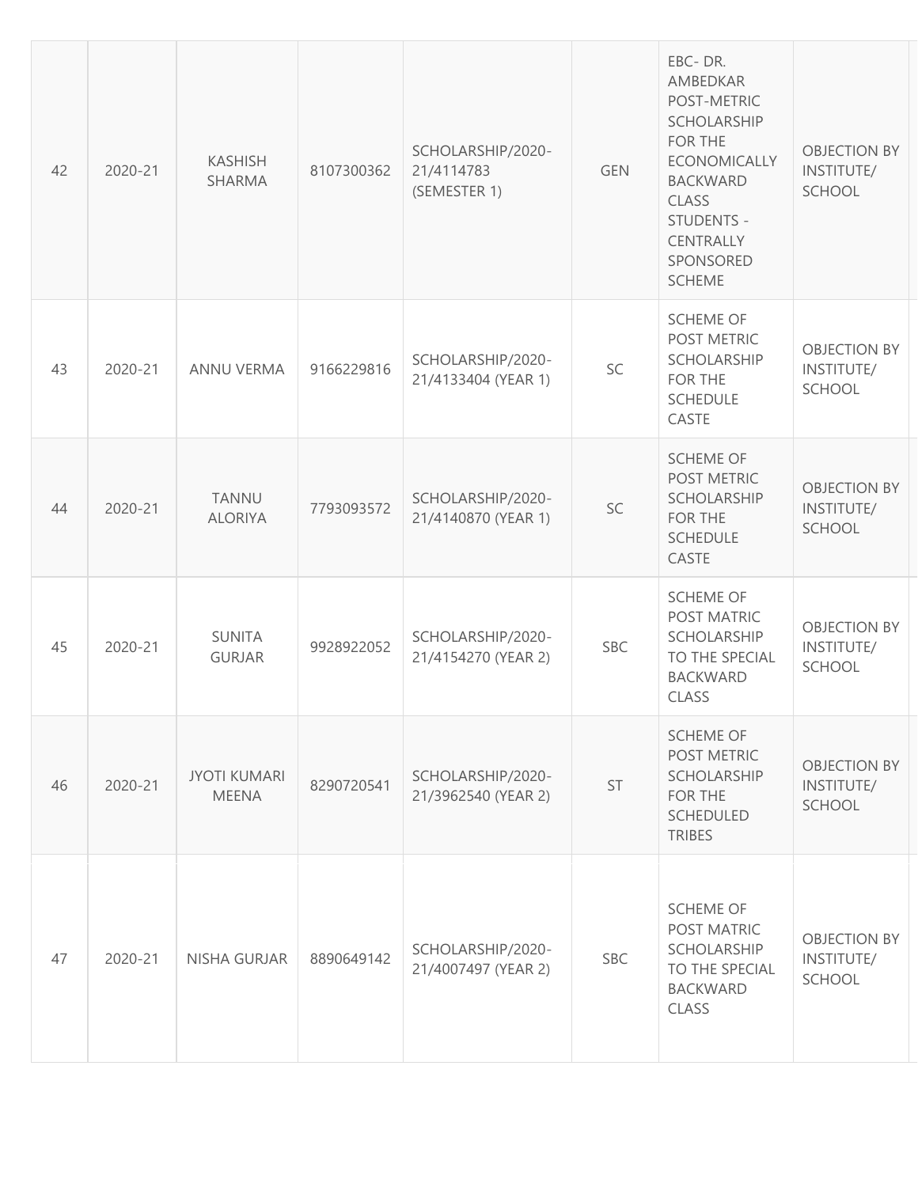| | | | | | | | | |
|---|---|---|---|---|---|---|---|---|
| 42 | 2020-21 | KASHISH SHARMA | 8107300362 | SCHOLARSHIP/2020-21/4114783 (SEMESTER 1) | GEN | EBC- DR. AMBEDKAR POST-METRIC SCHOLARSHIP FOR THE ECONOMICALLY BACKWARD CLASS STUDENTS - CENTRALLY SPONSORED SCHEME | OBJECTION BY INSTITUTE/ SCHOOL | |
| 43 | 2020-21 | ANNU VERMA | 9166229816 | SCHOLARSHIP/2020-21/4133404 (YEAR 1) | SC | SCHEME OF POST METRIC SCHOLARSHIP FOR THE SCHEDULE CASTE | OBJECTION BY INSTITUTE/ SCHOOL | |
| 44 | 2020-21 | TANNU ALORIYA | 7793093572 | SCHOLARSHIP/2020-21/4140870 (YEAR 1) | SC | SCHEME OF POST METRIC SCHOLARSHIP FOR THE SCHEDULE CASTE | OBJECTION BY INSTITUTE/ SCHOOL | |
| 45 | 2020-21 | SUNITA GURJAR | 9928922052 | SCHOLARSHIP/2020-21/4154270 (YEAR 2) | SBC | SCHEME OF POST MATRIC SCHOLARSHIP TO THE SPECIAL BACKWARD CLASS | OBJECTION BY INSTITUTE/ SCHOOL | |
| 46 | 2020-21 | JYOTI KUMARI MEENA | 8290720541 | SCHOLARSHIP/2020-21/3962540 (YEAR 2) | ST | SCHEME OF POST METRIC SCHOLARSHIP FOR THE SCHEDULED TRIBES | OBJECTION BY INSTITUTE/ SCHOOL | |
| 47 | 2020-21 | NISHA GURJAR | 8890649142 | SCHOLARSHIP/2020-21/4007497 (YEAR 2) | SBC | SCHEME OF POST MATRIC SCHOLARSHIP TO THE SPECIAL BACKWARD CLASS | OBJECTION BY INSTITUTE/ SCHOOL | |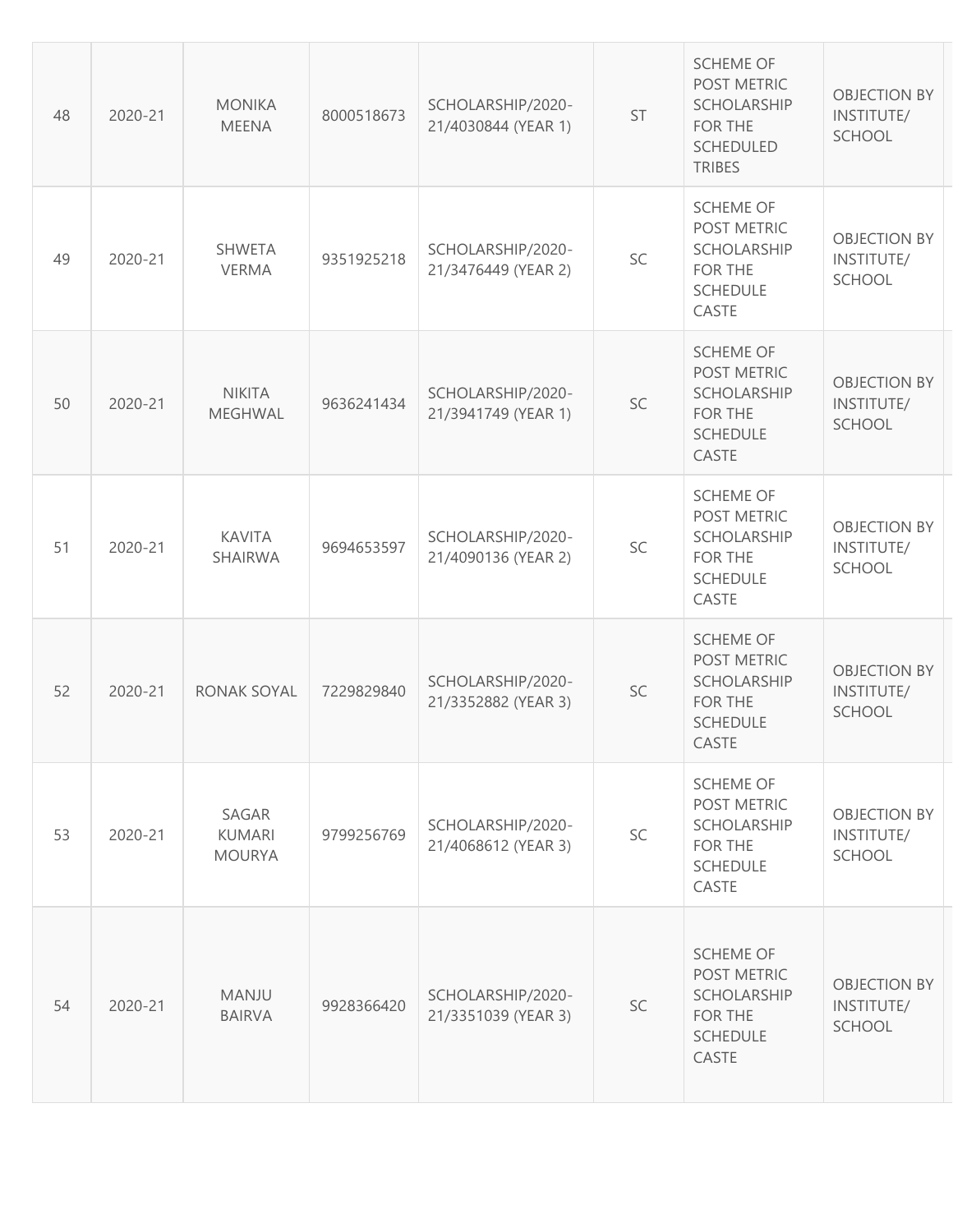| | | | | | | | |
|---|---|---|---|---|---|---|---|
| 48 | 2020-21 | MONIKA MEENA | 8000518673 | SCHOLARSHIP/2020-21/4030844 (YEAR 1) | ST | SCHEME OF POST METRIC SCHOLARSHIP FOR THE SCHEDULED TRIBES | OBJECTION BY INSTITUTE/ SCHOOL |
| 49 | 2020-21 | SHWETA VERMA | 9351925218 | SCHOLARSHIP/2020-21/3476449 (YEAR 2) | SC | SCHEME OF POST METRIC SCHOLARSHIP FOR THE SCHEDULE CASTE | OBJECTION BY INSTITUTE/ SCHOOL |
| 50 | 2020-21 | NIKITA MEGHWAL | 9636241434 | SCHOLARSHIP/2020-21/3941749 (YEAR 1) | SC | SCHEME OF POST METRIC SCHOLARSHIP FOR THE SCHEDULE CASTE | OBJECTION BY INSTITUTE/ SCHOOL |
| 51 | 2020-21 | KAVITA SHAIRWA | 9694653597 | SCHOLARSHIP/2020-21/4090136 (YEAR 2) | SC | SCHEME OF POST METRIC SCHOLARSHIP FOR THE SCHEDULE CASTE | OBJECTION BY INSTITUTE/ SCHOOL |
| 52 | 2020-21 | RONAK SOYAL | 7229829840 | SCHOLARSHIP/2020-21/3352882 (YEAR 3) | SC | SCHEME OF POST METRIC SCHOLARSHIP FOR THE SCHEDULE CASTE | OBJECTION BY INSTITUTE/ SCHOOL |
| 53 | 2020-21 | SAGAR KUMARI MOURYA | 9799256769 | SCHOLARSHIP/2020-21/4068612 (YEAR 3) | SC | SCHEME OF POST METRIC SCHOLARSHIP FOR THE SCHEDULE CASTE | OBJECTION BY INSTITUTE/ SCHOOL |
| 54 | 2020-21 | MANJU BAIRVA | 9928366420 | SCHOLARSHIP/2020-21/3351039 (YEAR 3) | SC | SCHEME OF POST METRIC SCHOLARSHIP FOR THE SCHEDULE CASTE | OBJECTION BY INSTITUTE/ SCHOOL |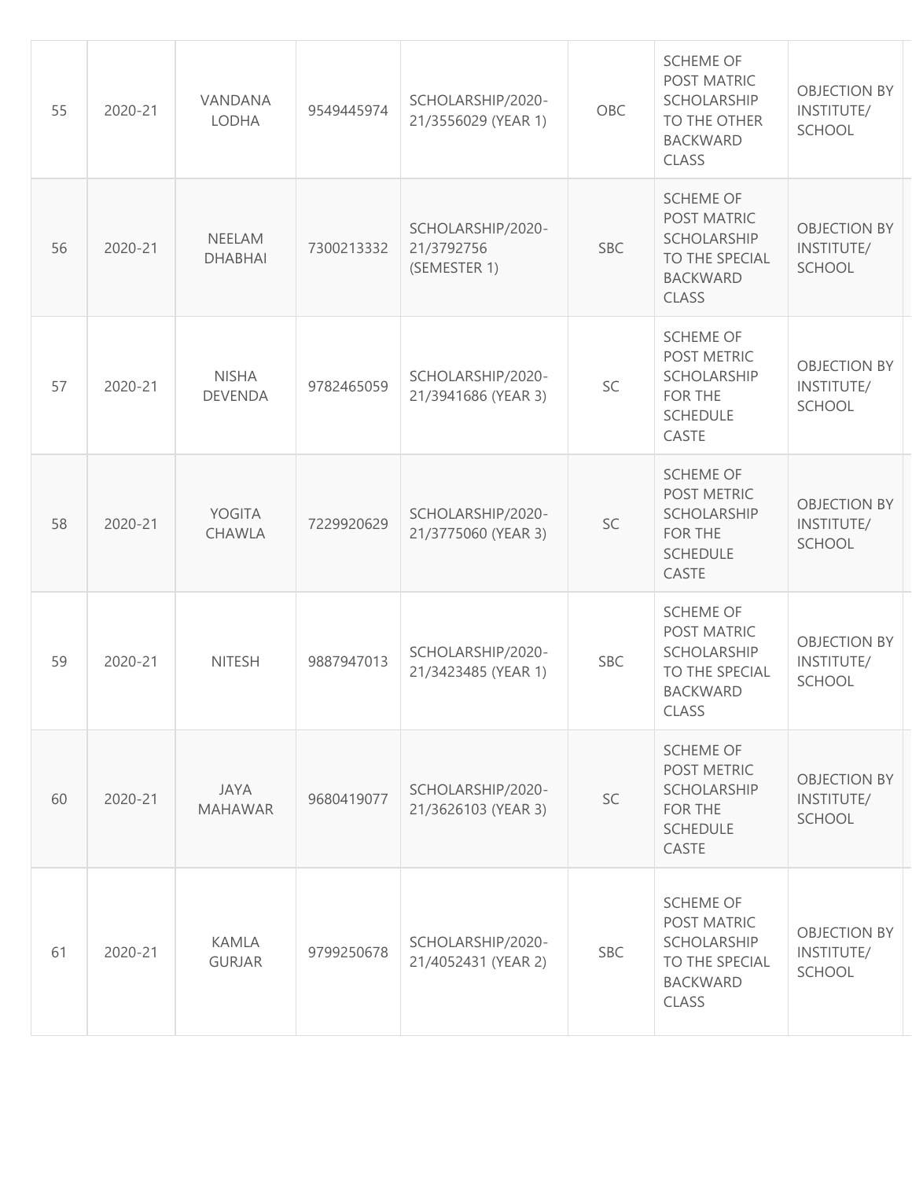| 55 | 2020-21 | VANDANA LODHA | 9549445974 | SCHOLARSHIP/2020-21/3556029 (YEAR 1) | OBC | SCHEME OF POST MATRIC SCHOLARSHIP TO THE OTHER BACKWARD CLASS | OBJECTION BY INSTITUTE/ SCHOOL |
|---|---|---|---|---|---|---|---|
| 56 | 2020-21 | NEELAM DHABHAI | 7300213332 | SCHOLARSHIP/2020-21/3792756 (SEMESTER 1) | SBC | SCHEME OF POST MATRIC SCHOLARSHIP TO THE SPECIAL BACKWARD CLASS | OBJECTION BY INSTITUTE/ SCHOOL |
| 57 | 2020-21 | NISHA DEVENDA | 9782465059 | SCHOLARSHIP/2020-21/3941686 (YEAR 3) | SC | SCHEME OF POST METRIC SCHOLARSHIP FOR THE SCHEDULE CASTE | OBJECTION BY INSTITUTE/ SCHOOL |
| 58 | 2020-21 | YOGITA CHAWLA | 7229920629 | SCHOLARSHIP/2020-21/3775060 (YEAR 3) | SC | SCHEME OF POST METRIC SCHOLARSHIP FOR THE SCHEDULE CASTE | OBJECTION BY INSTITUTE/ SCHOOL |
| 59 | 2020-21 | NITESH | 9887947013 | SCHOLARSHIP/2020-21/3423485 (YEAR 1) | SBC | SCHEME OF POST MATRIC SCHOLARSHIP TO THE SPECIAL BACKWARD CLASS | OBJECTION BY INSTITUTE/ SCHOOL |
| 60 | 2020-21 | JAYA MAHAWAR | 9680419077 | SCHOLARSHIP/2020-21/3626103 (YEAR 3) | SC | SCHEME OF POST METRIC SCHOLARSHIP FOR THE SCHEDULE CASTE | OBJECTION BY INSTITUTE/ SCHOOL |
| 61 | 2020-21 | KAMLA GURJAR | 9799250678 | SCHOLARSHIP/2020-21/4052431 (YEAR 2) | SBC | SCHEME OF POST MATRIC SCHOLARSHIP TO THE SPECIAL BACKWARD CLASS | OBJECTION BY INSTITUTE/ SCHOOL |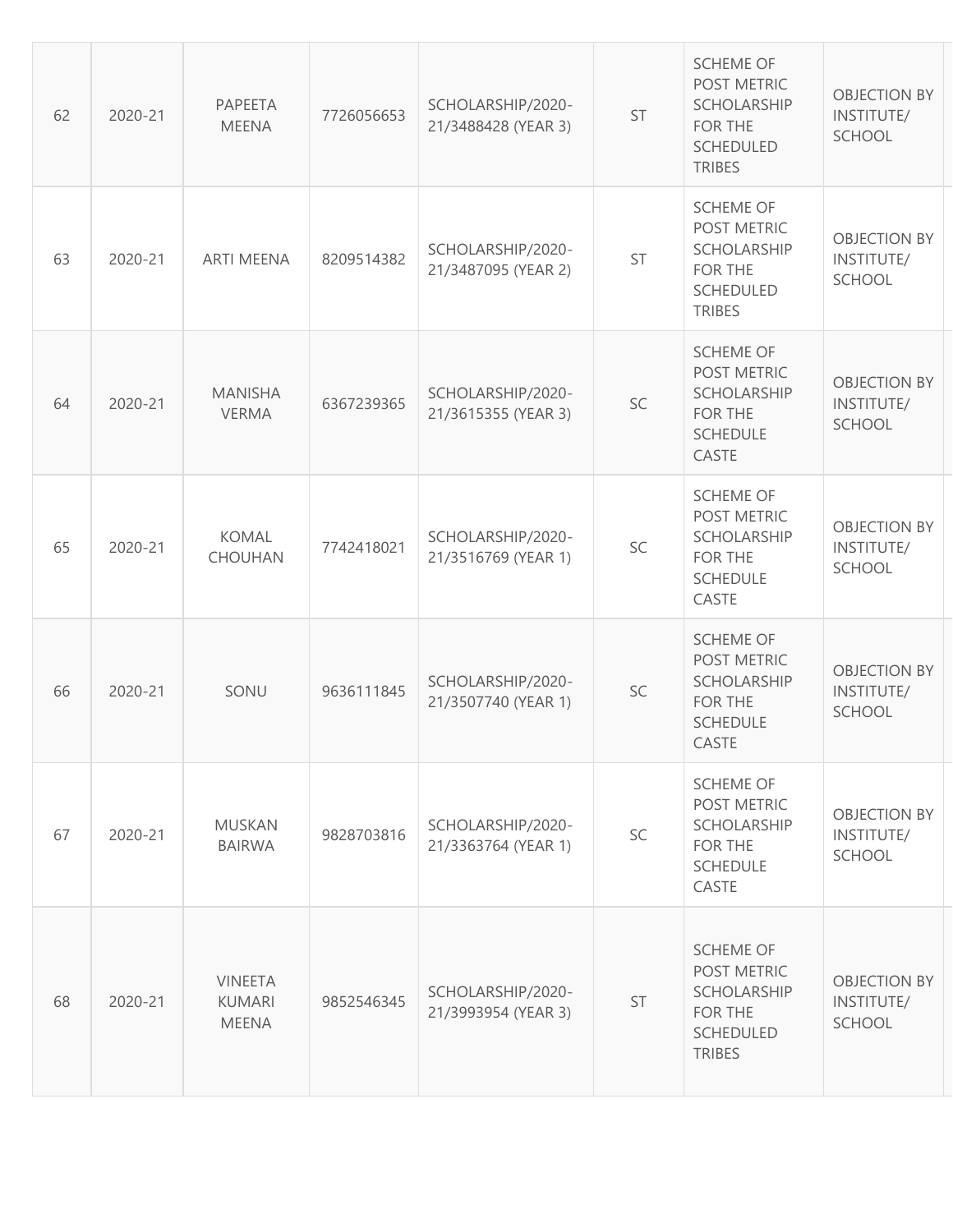| 62 | 2020-21 | PAPEETA MEENA | 7726056653 | SCHOLARSHIP/2020-21/3488428 (YEAR 3) | ST | SCHEME OF POST METRIC SCHOLARSHIP FOR THE SCHEDULED TRIBES | OBJECTION BY INSTITUTE/ SCHOOL |
|---|---|---|---|---|---|---|---|
| 63 | 2020-21 | ARTI MEENA | 8209514382 | SCHOLARSHIP/2020-21/3487095 (YEAR 2) | ST | SCHEME OF POST METRIC SCHOLARSHIP FOR THE SCHEDULED TRIBES | OBJECTION BY INSTITUTE/ SCHOOL |
| 64 | 2020-21 | MANISHA VERMA | 6367239365 | SCHOLARSHIP/2020-21/3615355 (YEAR 3) | SC | SCHEME OF POST METRIC SCHOLARSHIP FOR THE SCHEDULE CASTE | OBJECTION BY INSTITUTE/ SCHOOL |
| 65 | 2020-21 | KOMAL CHOUHAN | 7742418021 | SCHOLARSHIP/2020-21/3516769 (YEAR 1) | SC | SCHEME OF POST METRIC SCHOLARSHIP FOR THE SCHEDULE CASTE | OBJECTION BY INSTITUTE/ SCHOOL |
| 66 | 2020-21 | SONU | 9636111845 | SCHOLARSHIP/2020-21/3507740 (YEAR 1) | SC | SCHEME OF POST METRIC SCHOLARSHIP FOR THE SCHEDULE CASTE | OBJECTION BY INSTITUTE/ SCHOOL |
| 67 | 2020-21 | MUSKAN BAIRWA | 9828703816 | SCHOLARSHIP/2020-21/3363764 (YEAR 1) | SC | SCHEME OF POST METRIC SCHOLARSHIP FOR THE SCHEDULE CASTE | OBJECTION BY INSTITUTE/ SCHOOL |
| 68 | 2020-21 | VINEETA KUMARI MEENA | 9852546345 | SCHOLARSHIP/2020-21/3993954 (YEAR 3) | ST | SCHEME OF POST METRIC SCHOLARSHIP FOR THE SCHEDULED TRIBES | OBJECTION BY INSTITUTE/ SCHOOL |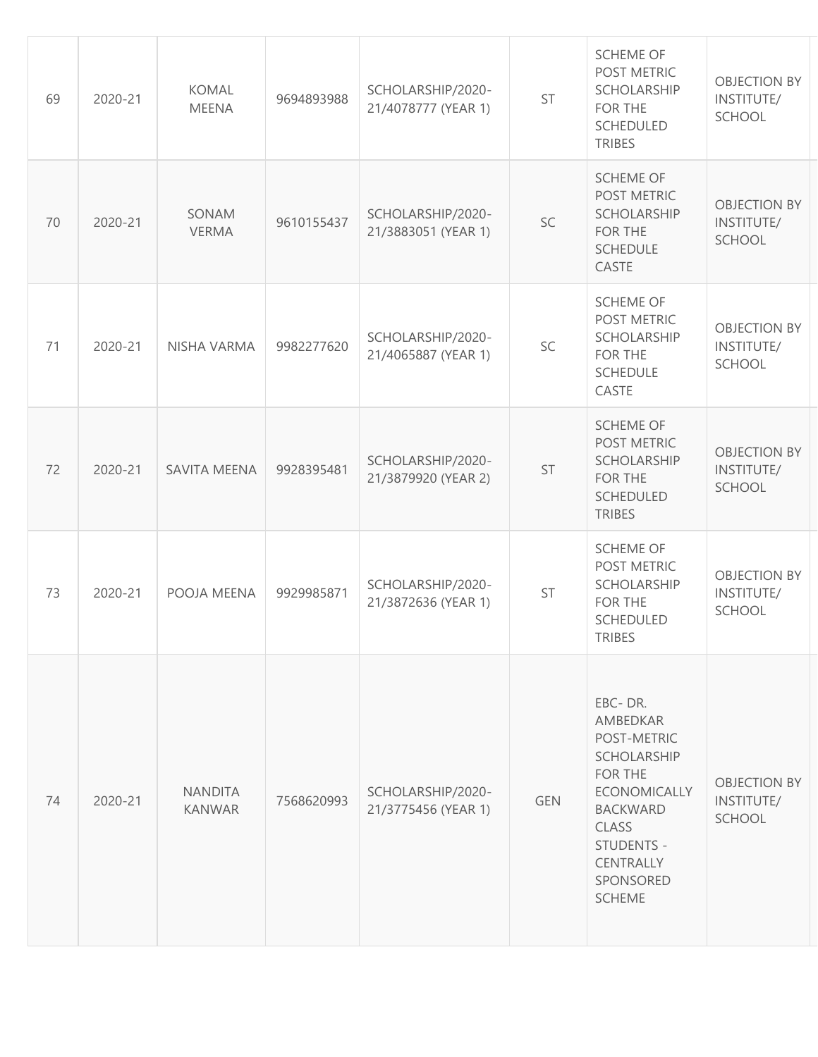| 69 | 2020-21 | KOMAL MEENA | 9694893988 | SCHOLARSHIP/2020-21/4078777 (YEAR 1) | ST | SCHEME OF POST METRIC SCHOLARSHIP FOR THE SCHEDULED TRIBES | OBJECTION BY INSTITUTE/ SCHOOL |
|---|---|---|---|---|---|---|---|
| 70 | 2020-21 | SONAM VERMA | 9610155437 | SCHOLARSHIP/2020-21/3883051 (YEAR 1) | SC | SCHEME OF POST METRIC SCHOLARSHIP FOR THE SCHEDULE CASTE | OBJECTION BY INSTITUTE/ SCHOOL |
| 71 | 2020-21 | NISHA VARMA | 9982277620 | SCHOLARSHIP/2020-21/4065887 (YEAR 1) | SC | SCHEME OF POST METRIC SCHOLARSHIP FOR THE SCHEDULE CASTE | OBJECTION BY INSTITUTE/ SCHOOL |
| 72 | 2020-21 | SAVITA MEENA | 9928395481 | SCHOLARSHIP/2020-21/3879920 (YEAR 2) | ST | SCHEME OF POST METRIC SCHOLARSHIP FOR THE SCHEDULED TRIBES | OBJECTION BY INSTITUTE/ SCHOOL |
| 73 | 2020-21 | POOJA MEENA | 9929985871 | SCHOLARSHIP/2020-21/3872636 (YEAR 1) | ST | SCHEME OF POST METRIC SCHOLARSHIP FOR THE SCHEDULED TRIBES | OBJECTION BY INSTITUTE/ SCHOOL |
| 74 | 2020-21 | NANDITA KANWAR | 7568620993 | SCHOLARSHIP/2020-21/3775456 (YEAR 1) | GEN | EBC- DR. AMBEDKAR POST-METRIC SCHOLARSHIP FOR THE ECONOMICALLY BACKWARD CLASS STUDENTS - CENTRALLY SPONSORED SCHEME | OBJECTION BY INSTITUTE/ SCHOOL |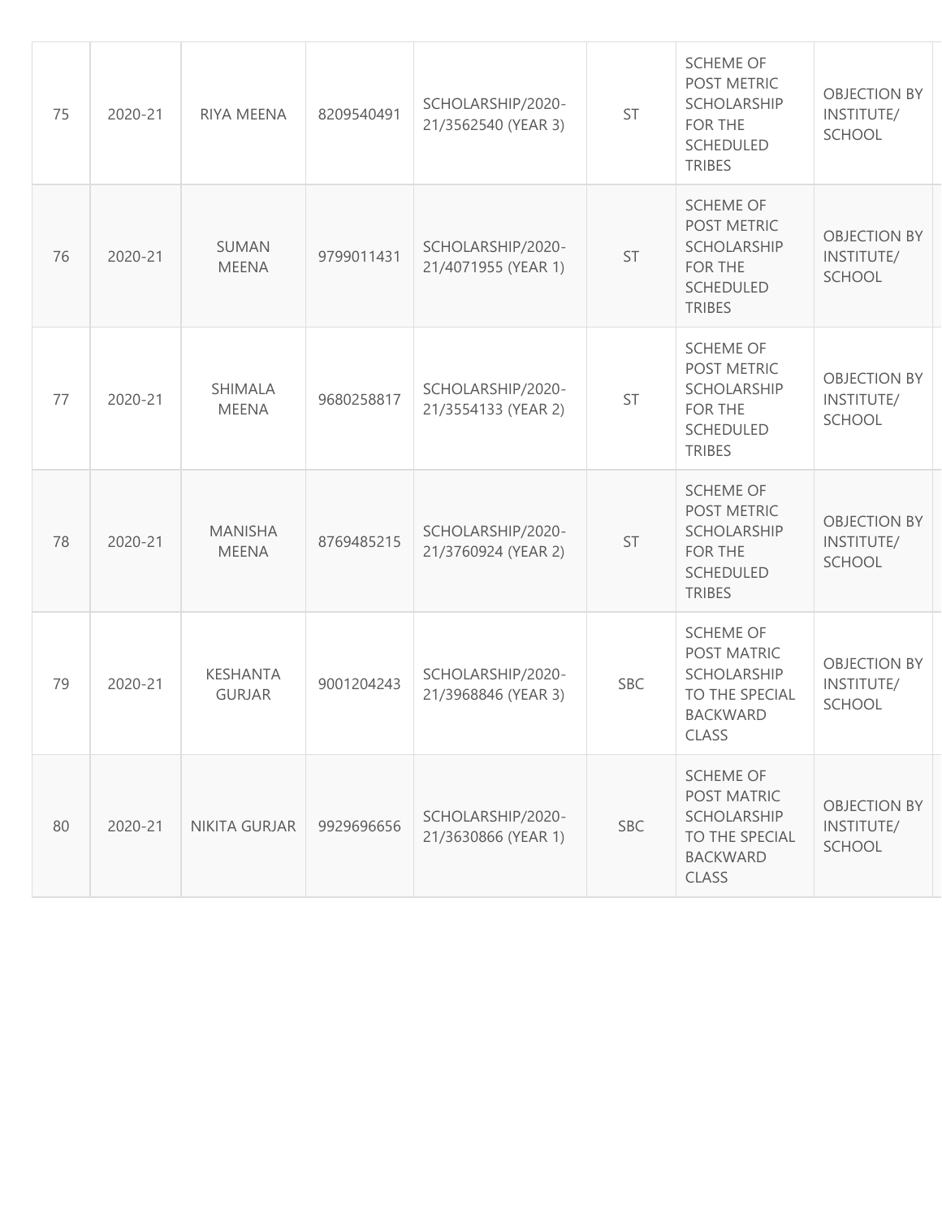| | | | | | | | |
|---|---|---|---|---|---|---|---|
| 75 | 2020-21 | RIYA MEENA | 8209540491 | SCHOLARSHIP/2020-21/3562540 (YEAR 3) | ST | SCHEME OF POST METRIC SCHOLARSHIP FOR THE SCHEDULED TRIBES | OBJECTION BY INSTITUTE/ SCHOOL |
| 76 | 2020-21 | SUMAN MEENA | 9799011431 | SCHOLARSHIP/2020-21/4071955 (YEAR 1) | ST | SCHEME OF POST METRIC SCHOLARSHIP FOR THE SCHEDULED TRIBES | OBJECTION BY INSTITUTE/ SCHOOL |
| 77 | 2020-21 | SHIMALA MEENA | 9680258817 | SCHOLARSHIP/2020-21/3554133 (YEAR 2) | ST | SCHEME OF POST METRIC SCHOLARSHIP FOR THE SCHEDULED TRIBES | OBJECTION BY INSTITUTE/ SCHOOL |
| 78 | 2020-21 | MANISHA MEENA | 8769485215 | SCHOLARSHIP/2020-21/3760924 (YEAR 2) | ST | SCHEME OF POST METRIC SCHOLARSHIP FOR THE SCHEDULED TRIBES | OBJECTION BY INSTITUTE/ SCHOOL |
| 79 | 2020-21 | KESHANTA GURJAR | 9001204243 | SCHOLARSHIP/2020-21/3968846 (YEAR 3) | SBC | SCHEME OF POST MATRIC SCHOLARSHIP TO THE SPECIAL BACKWARD CLASS | OBJECTION BY INSTITUTE/ SCHOOL |
| 80 | 2020-21 | NIKITA GURJAR | 9929696656 | SCHOLARSHIP/2020-21/3630866 (YEAR 1) | SBC | SCHEME OF POST MATRIC SCHOLARSHIP TO THE SPECIAL BACKWARD CLASS | OBJECTION BY INSTITUTE/ SCHOOL |